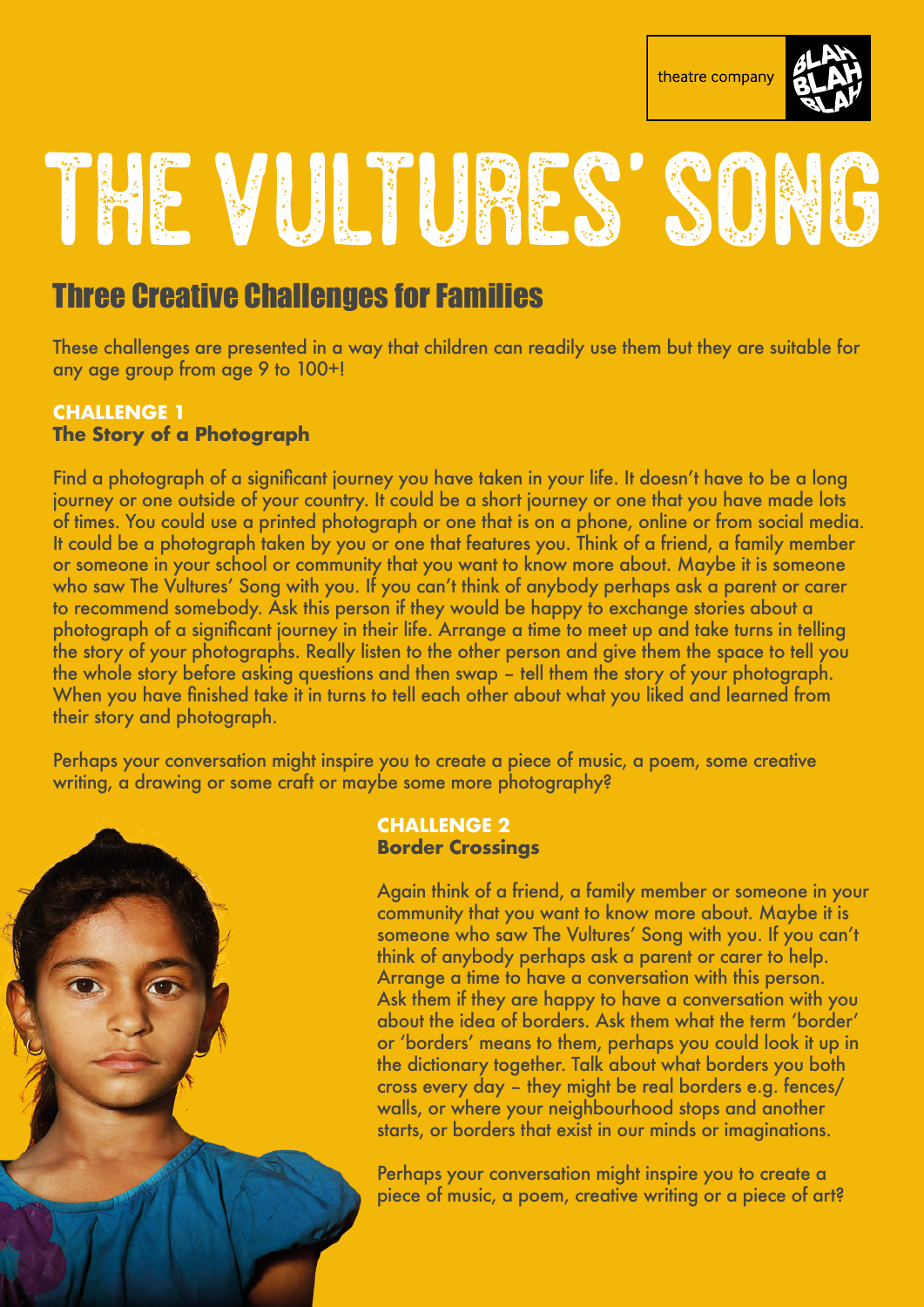theatre company

# THE VULTURES' SONG

## Three Creative Challenges for Families

These challenges are presented in a way that children can readily use them but they are suitable for any age group from age 9 to 100+!

### CHALLENGE 1
### The Story of a Photograph

Find a photograph of a significant journey you have taken in your life. It doesn't have to be a long journey or one outside of your country. It could be a short journey or one that you have made lots of times. You could use a printed photograph or one that is on a phone, online or from social media. It could be a photograph taken by you or one that features you. Think of a friend, a family member or someone in your school or community that you want to know more about. Maybe it is someone who saw The Vultures' Song with you. If you can't think of anybody perhaps ask a parent or carer to recommend somebody. Ask this person if they would be happy to exchange stories about a photograph of a significant journey in their life. Arrange a time to meet up and take turns in telling the story of your photographs. Really listen to the other person and give them the space to tell you the whole story before asking questions and then swap – tell them the story of your photograph. When you have finished take it in turns to tell each other about what you liked and learned from their story and photograph.

Perhaps your conversation might inspire you to create a piece of music, a poem, some creative writing, a drawing or some craft or maybe some more photography?

### CHALLENGE 2
### Border Crossings

Again think of a friend, a family member or someone in your community that you want to know more about. Maybe it is someone who saw The Vultures' Song with you. If you can't think of anybody perhaps ask a parent or carer to help. Arrange a time to have a conversation with this person. Ask them if they are happy to have a conversation with you about the idea of borders. Ask them what the term 'border' or 'borders' means to them, perhaps you could look it up in the dictionary together. Talk about what borders you both cross every day – they might be real borders e.g. fences/ walls, or where your neighbourhood stops and another starts, or borders that exist in our minds or imaginations.

Perhaps your conversation might inspire you to create a piece of music, a poem, creative writing or a piece of art?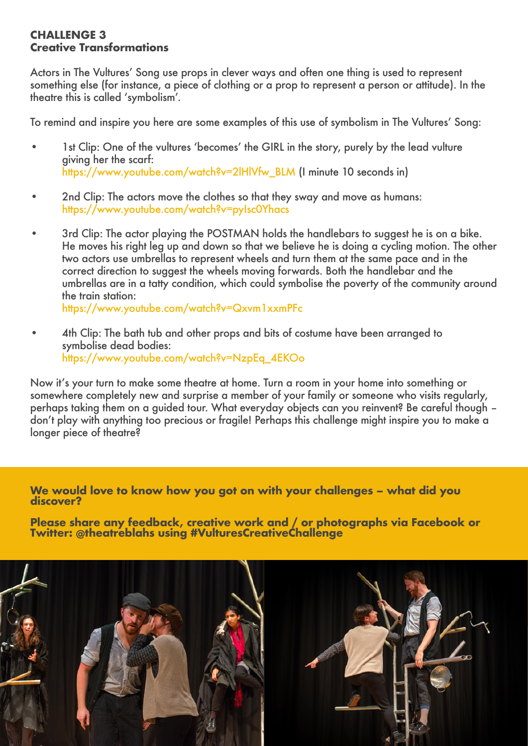**CHALLENGE 3**
**Creative Transformations**

Actors in The Vultures' Song use props in clever ways and often one thing is used to represent something else (for instance, a piece of clothing or a prop to represent a person or attitude). In the theatre this is called 'symbolism'.

To remind and inspire you here are some examples of this use of symbolism in The Vultures' Song:

- 1st Clip: One of the vultures 'becomes' the GIRL in the story, purely by the lead vulture giving her the scarf: https://www.youtube.com/watch?v=2lHlVfw_BLM (I minute 10 seconds in)
- 2nd Clip: The actors move the clothes so that they sway and move as humans: https://www.youtube.com/watch?v=pyIsc0Yhacs
- 3rd Clip: The actor playing the POSTMAN holds the handlebars to suggest he is on a bike. He moves his right leg up and down so that we believe he is doing a cycling motion. The other two actors use umbrellas to represent wheels and turn them at the same pace and in the correct direction to suggest the wheels moving forwards. Both the handlebar and the umbrellas are in a tatty condition, which could symbolise the poverty of the community around the train station: https://www.youtube.com/watch?v=Qxvm1xmPFc
- 4th Clip: The bath tub and other props and bits of costume have been arranged to symbolise dead bodies: https://www.youtube.com/watch?v=NzpEq_4EKOo

Now it's your turn to make some theatre at home. Turn a room in your home into something or somewhere completely new and surprise a member of your family or someone who visits regularly, perhaps taking them on a guided tour. What everyday objects can you reinvent? Be careful though – don't play with anything too precious or fragile! Perhaps this challenge might inspire you to make a longer piece of theatre?

**We would love to know how you got on with your challenges – what did you discover?**

**Please share any feedback, creative work and / or photographs via Facebook or Twitter: @theatreblahs using #VulturesCreativeChallenge**